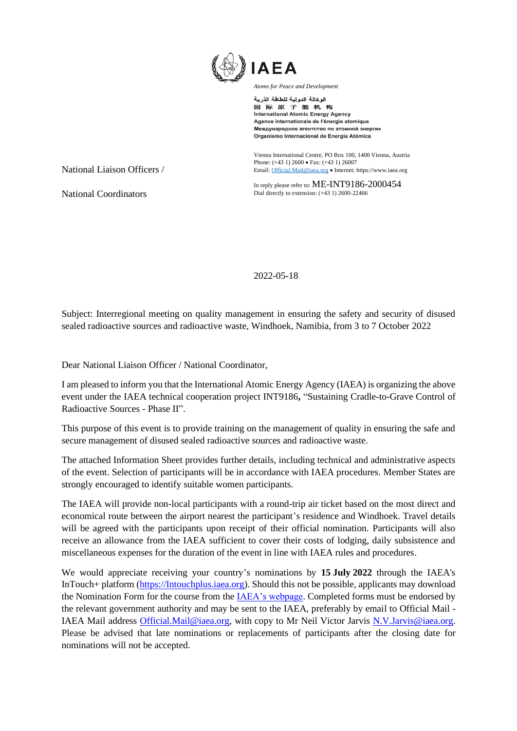**IAEA**

*Atoms for Peace and Development*

الوكالة الدولية للطاقة الذرية
国 际 原 子 能 机 构
International Atomic Energy Agency
Agence internationale de l'énergie atomique
Международное агентство по атомной энергии
Organismo Internacional de Energía Atómica

Vienna International Centre, PO Box 100, 1400 Vienna, Austria
Phone: (+43 1) 2600 • Fax: (+43 1) 26007
Email: Official.Mail@iaea.org • Internet: https://www.iaea.org

In reply please refer to: ME-INT9186-2000454
Dial directly to extension: (+43 1) 2600-22466

National Liaison Officers /

National Coordinators

2022-05-18

Subject: Interregional meeting on quality management in ensuring the safety and security of disused sealed radioactive sources and radioactive waste, Windhoek, Namibia, from 3 to 7 October 2022

Dear National Liaison Officer / National Coordinator,

I am pleased to inform you that the International Atomic Energy Agency (IAEA) is organizing the above event under the IAEA technical cooperation project INT9186**,** "Sustaining Cradle-to-Grave Control of Radioactive Sources - Phase II".

This purpose of this event is to provide training on the management of quality in ensuring the safe and secure management of disused sealed radioactive sources and radioactive waste.

The attached Information Sheet provides further details, including technical and administrative aspects of the event. Selection of participants will be in accordance with IAEA procedures. Member States are strongly encouraged to identify suitable women participants.

The IAEA will provide non-local participants with a round-trip air ticket based on the most direct and economical route between the airport nearest the participant's residence and Windhoek. Travel details will be agreed with the participants upon receipt of their official nomination. Participants will also receive an allowance from the IAEA sufficient to cover their costs of lodging, daily subsistence and miscellaneous expenses for the duration of the event in line with IAEA rules and procedures.

We would appreciate receiving your country's nominations by **15 July 2022** through the IAEA's InTouch+ platform (https://Intouchplus.iaea.org). Should this not be possible, applicants may download the Nomination Form for the course from the IAEA's webpage. Completed forms must be endorsed by the relevant government authority and may be sent to the IAEA, preferably by email to Official Mail - IAEA Mail address Official.Mail@iaea.org, with copy to Mr Neil Victor Jarvis N.V.Jarvis@iaea.org. Please be advised that late nominations or replacements of participants after the closing date for nominations will not be accepted.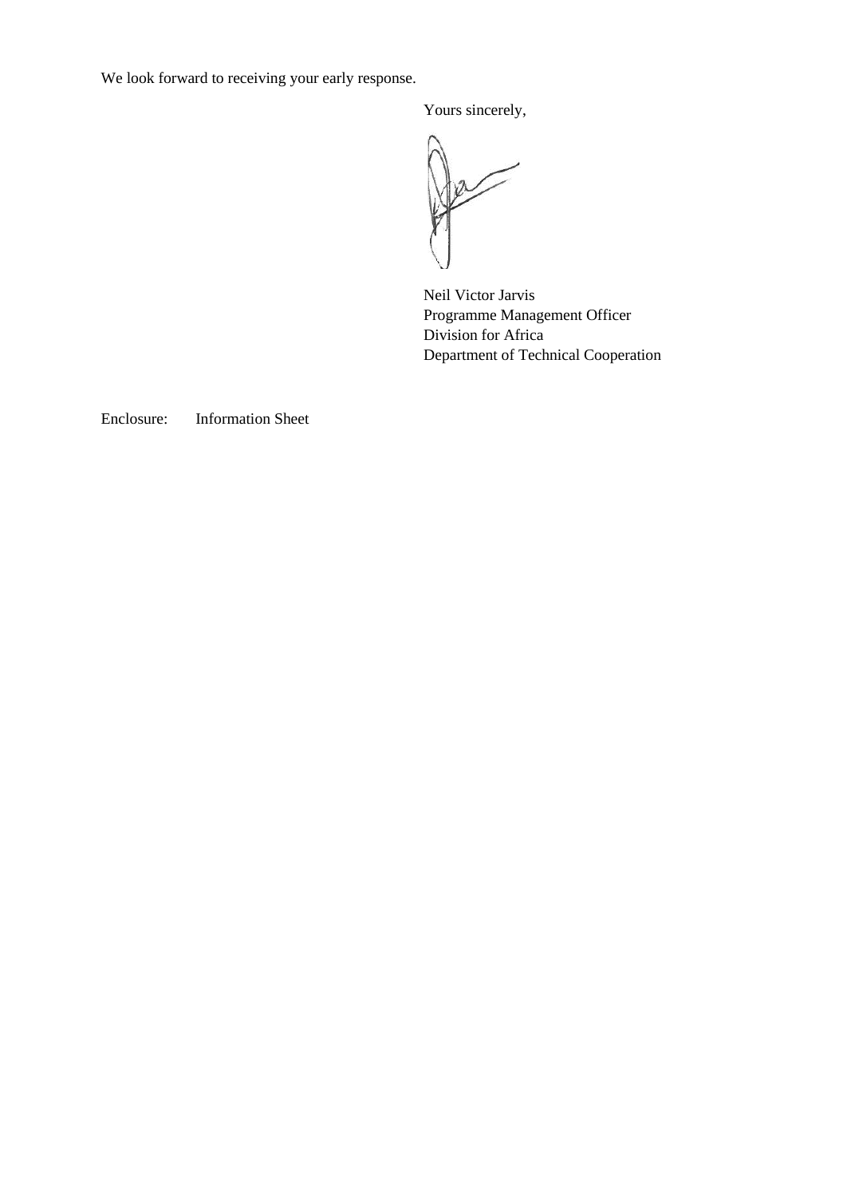We look forward to receiving your early response.

Yours sincerely,

Neil Victor Jarvis
Programme Management Officer
Division for Africa
Department of Technical Cooperation

Enclosure: Information Sheet